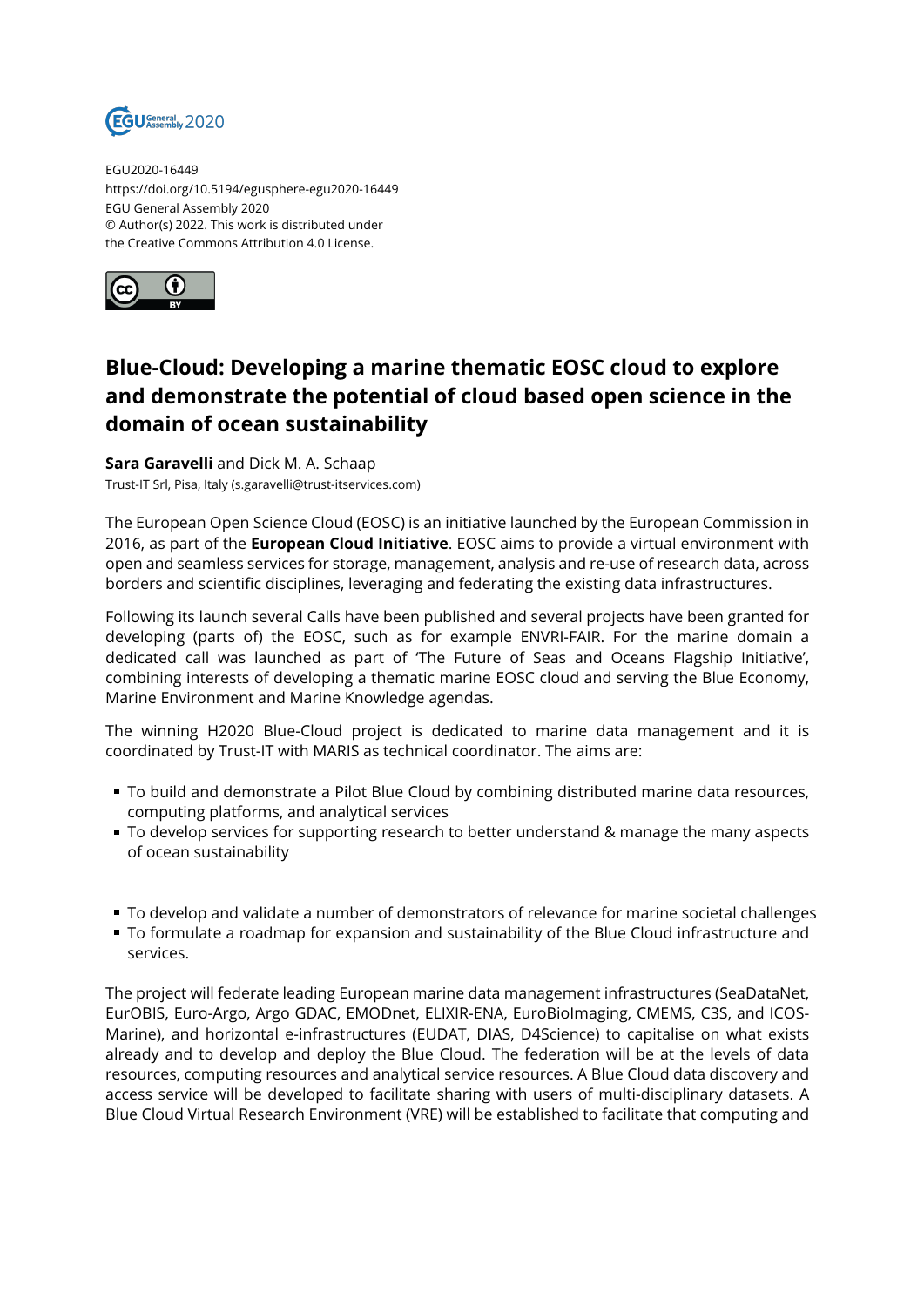EGU2020-16449
https://doi.org/10.5194/egusphere-egu2020-16449
EGU General Assembly 2020
© Author(s) 2022. This work is distributed under
the Creative Commons Attribution 4.0 License.

# Blue-Cloud: Developing a marine thematic EOSC cloud to explore and demonstrate the potential of cloud based open science in the domain of ocean sustainability

**Sara Garavelli** and Dick M. A. Schaap
Trust-IT Srl, Pisa, Italy (s.garavelli@trust-itservices.com)

The European Open Science Cloud (EOSC) is an initiative launched by the European Commission in 2016, as part of the **European Cloud Initiative**. EOSC aims to provide a virtual environment with open and seamless services for storage, management, analysis and re-use of research data, across borders and scientific disciplines, leveraging and federating the existing data infrastructures.

Following its launch several Calls have been published and several projects have been granted for developing (parts of) the EOSC, such as for example ENVRI-FAIR. For the marine domain a dedicated call was launched as part of 'The Future of Seas and Oceans Flagship Initiative', combining interests of developing a thematic marine EOSC cloud and serving the Blue Economy, Marine Environment and Marine Knowledge agendas.

The winning H2020 Blue-Cloud project is dedicated to marine data management and it is coordinated by Trust-IT with MARIS as technical coordinator. The aims are:

- To build and demonstrate a Pilot Blue Cloud by combining distributed marine data resources, computing platforms, and analytical services
- To develop services for supporting research to better understand & manage the many aspects of ocean sustainability

- To develop and validate a number of demonstrators of relevance for marine societal challenges
- To formulate a roadmap for expansion and sustainability of the Blue Cloud infrastructure and services.

The project will federate leading European marine data management infrastructures (SeaDataNet, EurOBIS, Euro-Argo, Argo GDAC, EMODnet, ELIXIR-ENA, EuroBioImaging, CMEMS, C3S, and ICOS-Marine), and horizontal e-infrastructures (EUDAT, DIAS, D4Science) to capitalise on what exists already and to develop and deploy the Blue Cloud. The federation will be at the levels of data resources, computing resources and analytical service resources. A Blue Cloud data discovery and access service will be developed to facilitate sharing with users of multi-disciplinary datasets. A Blue Cloud Virtual Research Environment (VRE) will be established to facilitate that computing and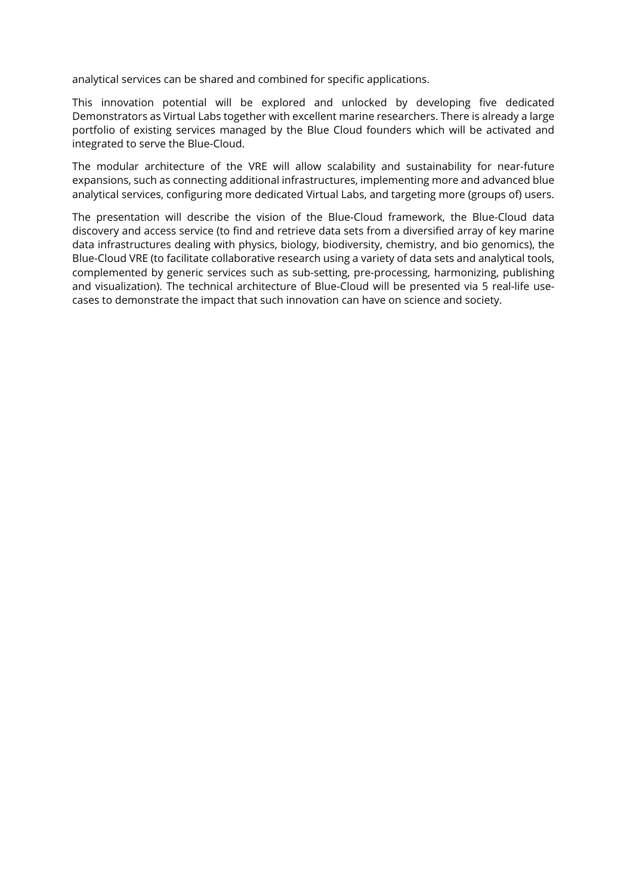analytical services can be shared and combined for specific applications.

This innovation potential will be explored and unlocked by developing five dedicated Demonstrators as Virtual Labs together with excellent marine researchers. There is already a large portfolio of existing services managed by the Blue Cloud founders which will be activated and integrated to serve the Blue-Cloud.

The modular architecture of the VRE will allow scalability and sustainability for near-future expansions, such as connecting additional infrastructures, implementing more and advanced blue analytical services, configuring more dedicated Virtual Labs, and targeting more (groups of) users.

The presentation will describe the vision of the Blue-Cloud framework, the Blue-Cloud data discovery and access service (to find and retrieve data sets from a diversified array of key marine data infrastructures dealing with physics, biology, biodiversity, chemistry, and bio genomics), the Blue-Cloud VRE (to facilitate collaborative research using a variety of data sets and analytical tools, complemented by generic services such as sub-setting, pre-processing, harmonizing, publishing and visualization). The technical architecture of Blue-Cloud will be presented via 5 real-life use-cases to demonstrate the impact that such innovation can have on science and society.